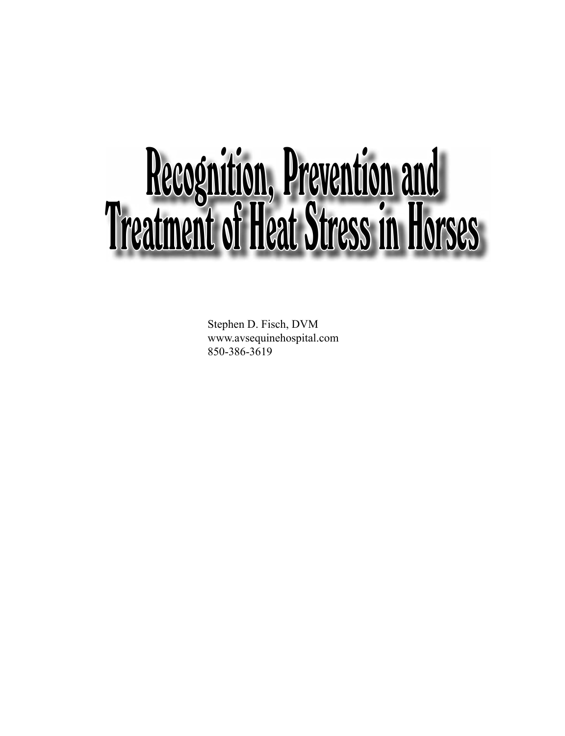# Recognition, Prevention and Treatment of Heat Stress in Horses

Stephen D. Fisch, DVM
www.avsequinehospital.com
850-386-3619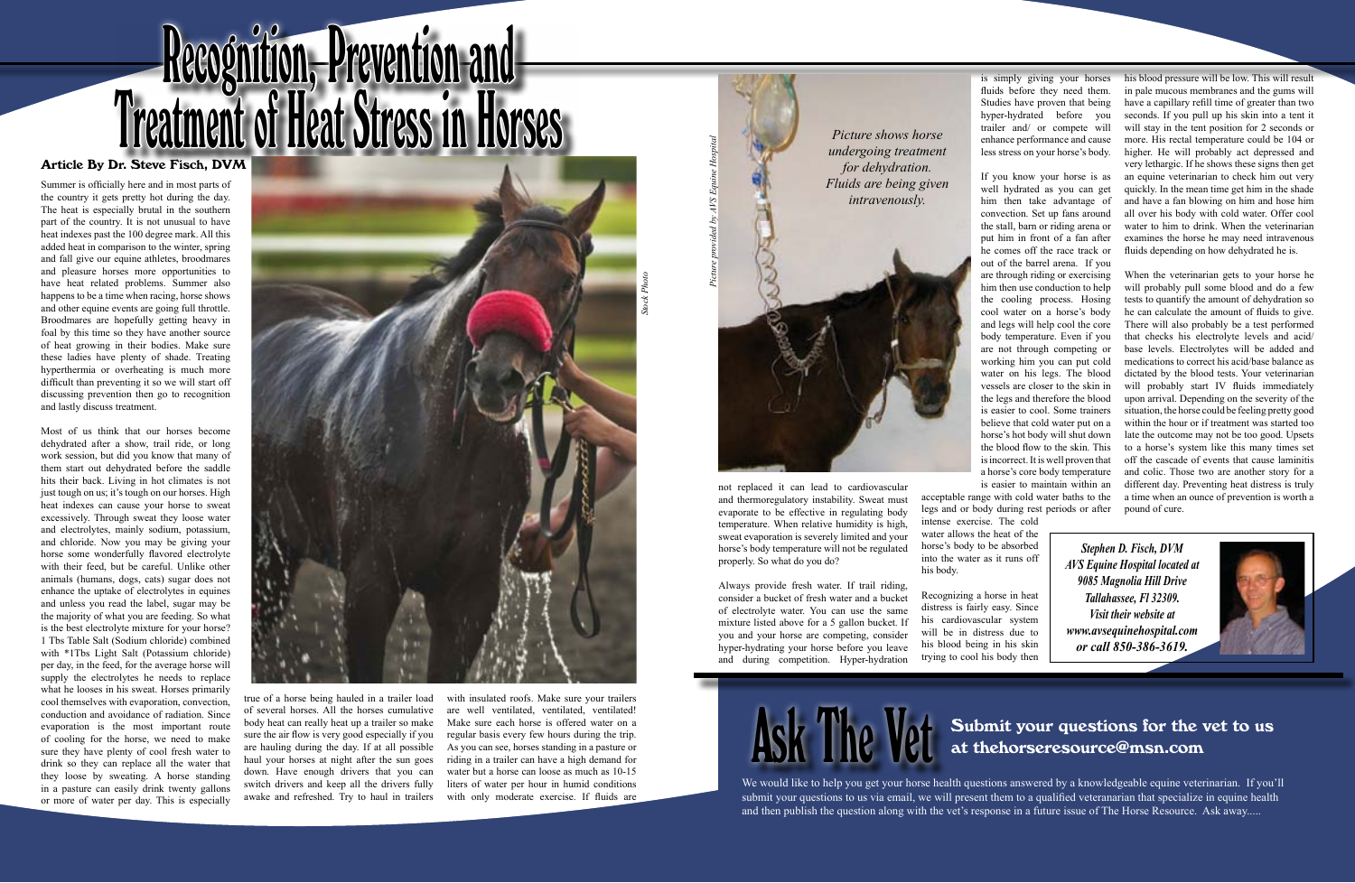# Recognition, Prevention and Treatment of Heat Stress in Horses

**Article By Dr. Steve Fisch, DVM**

Summer is officially here and in most parts of the country it gets pretty hot during the day. The heat is especially brutal in the southern part of the country. It is not unusual to have heat indexes past the 100 degree mark. All this added heat in comparison to the winter, spring and fall give our equine athletes, broodmares and pleasure horses more opportunities to have heat related problems. Summer also happens to be a time when racing, horse shows and other equine events are going full throttle. Broodmares are hopefully getting heavy in foal by this time so they have another source of heat growing in their bodies. Make sure these ladies have plenty of shade. Treating hyperthermia or overheating is much more difficult than preventing it so we will start off discussing prevention then go to recognition and lastly discuss treatment.

Most of us think that our horses become dehydrated after a show, trail ride, or long work session, but did you know that many of them start out dehydrated before the saddle hits their back. Living in hot climates is not just tough on us; it's tough on our horses. High heat indexes can cause your horse to sweat excessively. Through sweat they loose water and electrolytes, mainly sodium, potassium, and chloride. Now you may be giving your horse some wonderfully flavored electrolyte with their feed, but be careful. Unlike other animals (humans, dogs, cats) sugar does not enhance the uptake of electrolytes in equines and unless you read the label, sugar may be the majority of what you are feeding. So what is the best electrolyte mixture for your horse? 1 Tbs Table Salt (Sodium chloride) combined with *1Tbs Light Salt (Potassium chloride) per day, in the feed, for the average horse will supply the electrolytes he needs to replace what he looses in his sweat. Horses primarily cool themselves with evaporation, convection, conduction and avoidance of radiation. Since evaporation is the most important route of cooling for the horse, we need to make sure they have plenty of cool fresh water to drink so they can replace all the water that they loose by sweating. A horse standing in a pasture can easily drink twenty gallons or more of water per day. This is especially true of a horse being hauled in a trailer load of several horses. All the horses cumulative body heat can really heat up a trailer so make sure the air flow is very good especially if you are hauling during the day. If at all possible haul your horses at night after the sun goes down. Have enough drivers that you can switch drivers and keep all the drivers fully awake and refreshed. Try to haul in trailers with insulated roofs. Make sure your trailers are well ventilated, ventilated, ventilated! Make sure each horse is offered water on a regular basis every few hours during the trip. As you can see, horses standing in a pasture or riding in a trailer can have a high demand for water but a horse can loose as much as 10-15 liters of water per hour in humid conditions with only moderate exercise. If fluids are not replaced it can lead to cardiovascular and thermoregulatory instability. Sweat must evaporate to be effective in regulating body temperature. When relative humidity is high, sweat evaporation is severely limited and your horse's body temperature will not be regulated properly. So what do you do?

*Stock Photo*

*Picture shows horse undergoing treatment for dehydration. Fluids are being given intravenously.*

*Picture provided by AVS Equine Hospital*

Always provide fresh water. If trail riding, consider a bucket of fresh water and a bucket of electrolyte water. You can use the same mixture listed above for a 5 gallon bucket. If you and your horse are competing, consider hyper-hydrating your horse before you leave and during competition. Hyper-hydration is simply giving your horses fluids before they need them. Studies have proven that being hyper-hydrated before you trailer and/ or compete will enhance performance and cause less stress on your horse's body.

If you know your horse is as well hydrated as you can get him then take advantage of convection. Set up fans around the stall, barn or riding arena or put him in front of a fan after he comes off the race track or out of the barrel arena. If you are through riding or exercising him then use conduction to help the cooling process. Hosing cool water on a horse's body and legs will help cool the core body temperature. Even if you are not through competing or working him you can put cold water on his legs. The blood vessels are closer to the skin in the legs and therefore the blood is easier to cool. Some trainers believe that cold water put on a horse's hot body will shut down the blood flow to the skin. This is incorrect. It is well proven that a horse's core body temperature is easier to maintain within an acceptable range with cold water baths to the legs and or body during rest periods or after intense exercise. The cold water allows the heat of the horse's body to be absorbed into the water as it runs off his body.

Recognizing a horse in heat distress is fairly easy. Since his cardiovascular system will be in distress due to his blood being in his skin trying to cool his body then his blood pressure will be low. This will result in pale mucous membranes and the gums will have a capillary refill time of greater than two seconds. If you pull up his skin into a tent it will stay in the tent position for 2 seconds or more. His rectal temperature could be 104 or higher. He will probably act depressed and very lethargic. If he shows these signs then get an equine veterinarian to check him out very quickly. In the mean time get him in the shade and have a fan blowing on him and hose him all over his body with cold water. Offer cool water to him to drink. When the veterinarian examines the horse he may need intravenous fluids depending on how dehydrated he is.

When the veterinarian gets to your horse he will probably pull some blood and do a few tests to quantify the amount of dehydration so he can calculate the amount of fluids to give. There will also probably be a test performed that checks his electrolyte levels and acid/ base levels. Electrolytes will be added and medications to correct his acid/base balance as dictated by the blood tests. Your veterinarian will probably start IV fluids immediately upon arrival. Depending on the severity of the situation, the horse could be feeling pretty good within the hour or if treatment was started too late the outcome may not be too good. Upsets to a horse's system like this many times set off the cascade of events that cause laminitis and colic. Those two are another story for a different day. Preventing heat distress is truly a time when an ounce of prevention is worth a pound of cure.

***Stephen D. Fisch, DVM***
***AVS Equine Hospital located at 9085 Magnolia Hill Drive Tallahassee, Fl 32309.***
***Visit their website at www.avsequinehospital.com or call 850-386-3619.***

# Ask The Vet

## Submit your questions for the vet to us at thehorseresource@msn.com

We would like to help you get your horse health questions answered by a knowledgeable equine veterinarian. If you'll submit your questions to us via email, we will present them to a qualified veteranarian that specialize in equine health and then publish the question along with the vet's response in a future issue of The Horse Resource. Ask away.....